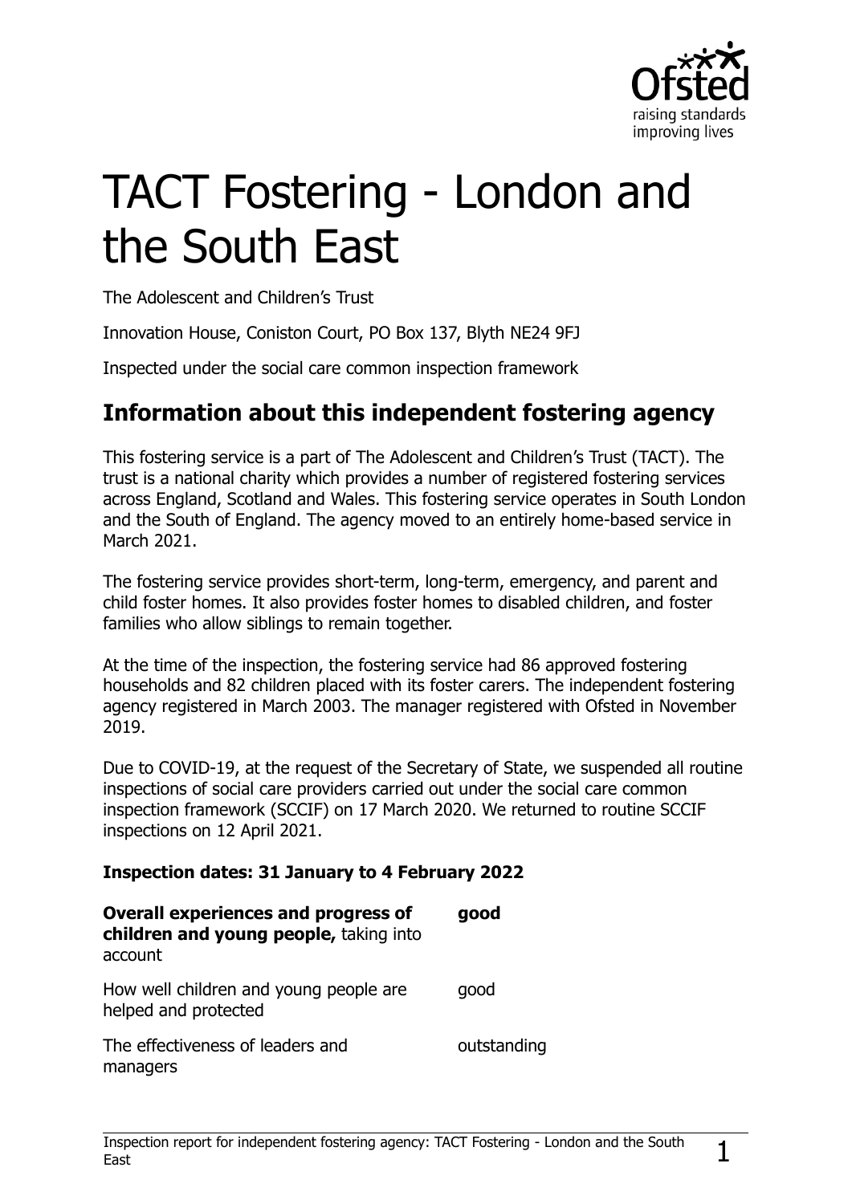# TACT Fostering - London and the South East

The Adolescent and Children's Trust

Innovation House, Coniston Court, PO Box 137, Blyth NE24 9FJ

Inspected under the social care common inspection framework

## Information about this independent fostering agency

This fostering service is a part of The Adolescent and Children's Trust (TACT). The trust is a national charity which provides a number of registered fostering services across England, Scotland and Wales. This fostering service operates in South London and the South of England. The agency moved to an entirely home-based service in March 2021.

The fostering service provides short-term, long-term, emergency, and parent and child foster homes. It also provides foster homes to disabled children, and foster families who allow siblings to remain together.

At the time of the inspection, the fostering service had 86 approved fostering households and 82 children placed with its foster carers. The independent fostering agency registered in March 2003. The manager registered with Ofsted in November 2019.

Due to COVID-19, at the request of the Secretary of State, we suspended all routine inspections of social care providers carried out under the social care common inspection framework (SCCIF) on 17 March 2020. We returned to routine SCCIF inspections on 12 April 2021.

**Inspection dates: 31 January to 4 February 2022**

| | |
|---|---|
| **Overall experiences and progress of children and young people,** taking into account | **good** |
| How well children and young people are helped and protected | good |
| The effectiveness of leaders and managers | outstanding |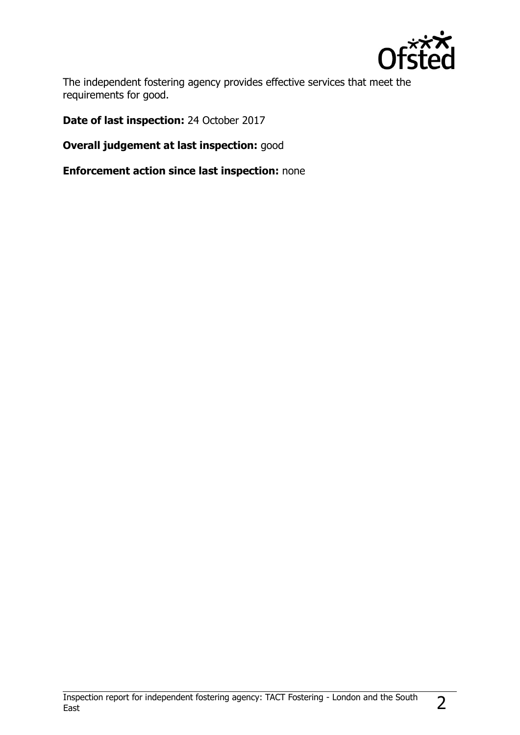The independent fostering agency provides effective services that meet the requirements for good.

**Date of last inspection:** 24 October 2017

**Overall judgement at last inspection:** good

**Enforcement action since last inspection:** none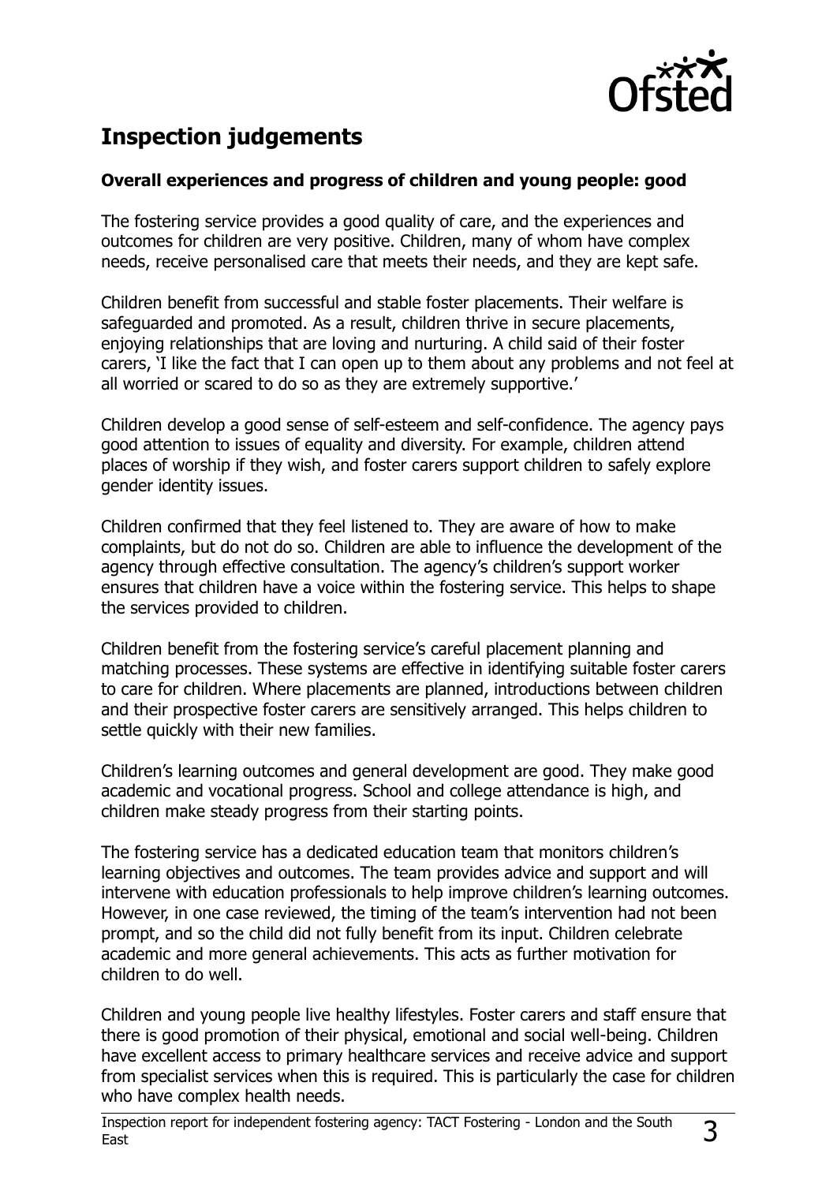## Inspection judgements

**Overall experiences and progress of children and young people: good**

The fostering service provides a good quality of care, and the experiences and outcomes for children are very positive. Children, many of whom have complex needs, receive personalised care that meets their needs, and they are kept safe.

Children benefit from successful and stable foster placements. Their welfare is safeguarded and promoted. As a result, children thrive in secure placements, enjoying relationships that are loving and nurturing. A child said of their foster carers, 'I like the fact that I can open up to them about any problems and not feel at all worried or scared to do so as they are extremely supportive.'

Children develop a good sense of self-esteem and self-confidence. The agency pays good attention to issues of equality and diversity. For example, children attend places of worship if they wish, and foster carers support children to safely explore gender identity issues.

Children confirmed that they feel listened to. They are aware of how to make complaints, but do not do so. Children are able to influence the development of the agency through effective consultation. The agency's children's support worker ensures that children have a voice within the fostering service. This helps to shape the services provided to children.

Children benefit from the fostering service's careful placement planning and matching processes. These systems are effective in identifying suitable foster carers to care for children. Where placements are planned, introductions between children and their prospective foster carers are sensitively arranged. This helps children to settle quickly with their new families.

Children's learning outcomes and general development are good. They make good academic and vocational progress. School and college attendance is high, and children make steady progress from their starting points.

The fostering service has a dedicated education team that monitors children's learning objectives and outcomes. The team provides advice and support and will intervene with education professionals to help improve children's learning outcomes. However, in one case reviewed, the timing of the team's intervention had not been prompt, and so the child did not fully benefit from its input. Children celebrate academic and more general achievements. This acts as further motivation for children to do well.

Children and young people live healthy lifestyles. Foster carers and staff ensure that there is good promotion of their physical, emotional and social well-being. Children have excellent access to primary healthcare services and receive advice and support from specialist services when this is required. This is particularly the case for children who have complex health needs.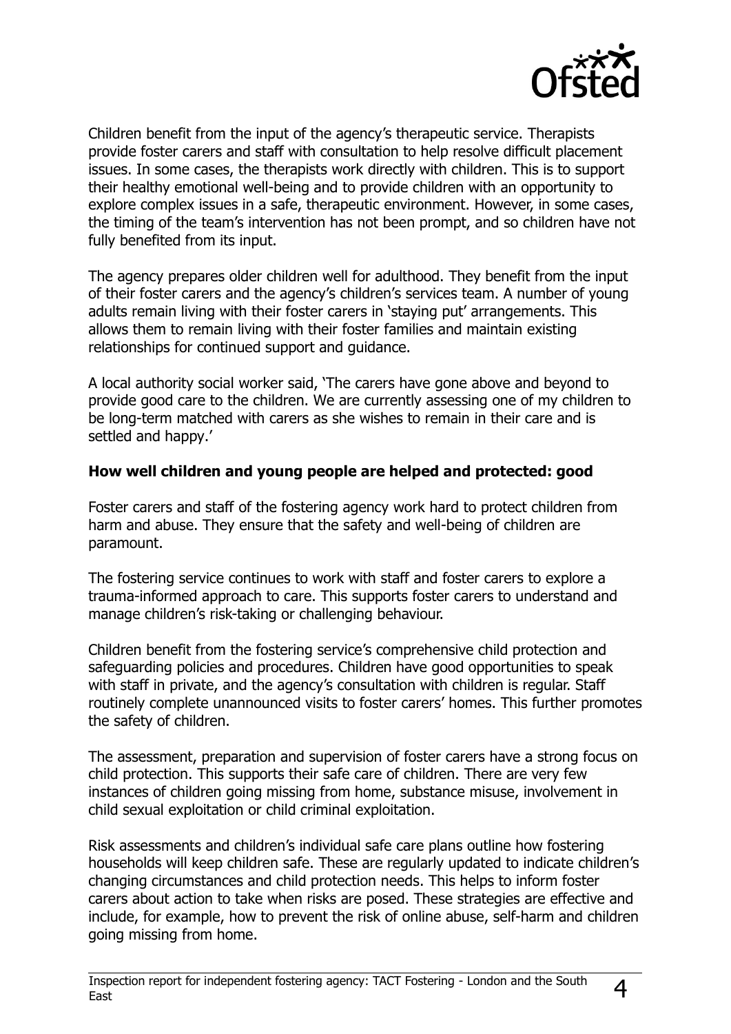Children benefit from the input of the agency's therapeutic service. Therapists provide foster carers and staff with consultation to help resolve difficult placement issues. In some cases, the therapists work directly with children. This is to support their healthy emotional well-being and to provide children with an opportunity to explore complex issues in a safe, therapeutic environment. However, in some cases, the timing of the team's intervention has not been prompt, and so children have not fully benefited from its input.

The agency prepares older children well for adulthood. They benefit from the input of their foster carers and the agency's children's services team. A number of young adults remain living with their foster carers in 'staying put' arrangements. This allows them to remain living with their foster families and maintain existing relationships for continued support and guidance.

A local authority social worker said, 'The carers have gone above and beyond to provide good care to the children. We are currently assessing one of my children to be long-term matched with carers as she wishes to remain in their care and is settled and happy.'

**How well children and young people are helped and protected: good**

Foster carers and staff of the fostering agency work hard to protect children from harm and abuse. They ensure that the safety and well-being of children are paramount.

The fostering service continues to work with staff and foster carers to explore a trauma-informed approach to care. This supports foster carers to understand and manage children's risk-taking or challenging behaviour.

Children benefit from the fostering service's comprehensive child protection and safeguarding policies and procedures. Children have good opportunities to speak with staff in private, and the agency's consultation with children is regular. Staff routinely complete unannounced visits to foster carers' homes. This further promotes the safety of children.

The assessment, preparation and supervision of foster carers have a strong focus on child protection. This supports their safe care of children. There are very few instances of children going missing from home, substance misuse, involvement in child sexual exploitation or child criminal exploitation.

Risk assessments and children's individual safe care plans outline how fostering households will keep children safe. These are regularly updated to indicate children's changing circumstances and child protection needs. This helps to inform foster carers about action to take when risks are posed. These strategies are effective and include, for example, how to prevent the risk of online abuse, self-harm and children going missing from home.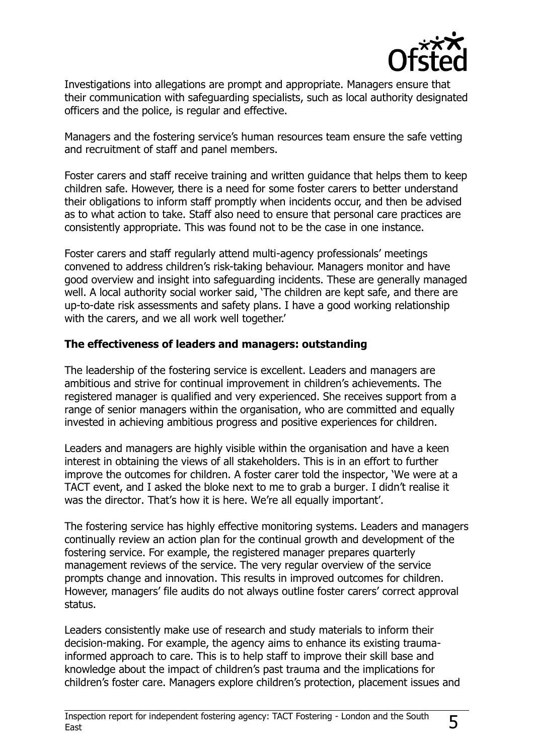Investigations into allegations are prompt and appropriate. Managers ensure that their communication with safeguarding specialists, such as local authority designated officers and the police, is regular and effective.

Managers and the fostering service's human resources team ensure the safe vetting and recruitment of staff and panel members.

Foster carers and staff receive training and written guidance that helps them to keep children safe. However, there is a need for some foster carers to better understand their obligations to inform staff promptly when incidents occur, and then be advised as to what action to take. Staff also need to ensure that personal care practices are consistently appropriate. This was found not to be the case in one instance.

Foster carers and staff regularly attend multi-agency professionals' meetings convened to address children's risk-taking behaviour. Managers monitor and have good overview and insight into safeguarding incidents. These are generally managed well. A local authority social worker said, 'The children are kept safe, and there are up-to-date risk assessments and safety plans. I have a good working relationship with the carers, and we all work well together.'

**The effectiveness of leaders and managers: outstanding**

The leadership of the fostering service is excellent. Leaders and managers are ambitious and strive for continual improvement in children's achievements. The registered manager is qualified and very experienced. She receives support from a range of senior managers within the organisation, who are committed and equally invested in achieving ambitious progress and positive experiences for children.

Leaders and managers are highly visible within the organisation and have a keen interest in obtaining the views of all stakeholders. This is in an effort to further improve the outcomes for children. A foster carer told the inspector, 'We were at a TACT event, and I asked the bloke next to me to grab a burger. I didn't realise it was the director. That's how it is here. We're all equally important'.

The fostering service has highly effective monitoring systems. Leaders and managers continually review an action plan for the continual growth and development of the fostering service. For example, the registered manager prepares quarterly management reviews of the service. The very regular overview of the service prompts change and innovation. This results in improved outcomes for children. However, managers' file audits do not always outline foster carers' correct approval status.

Leaders consistently make use of research and study materials to inform their decision-making. For example, the agency aims to enhance its existing trauma-informed approach to care. This is to help staff to improve their skill base and knowledge about the impact of children's past trauma and the implications for children's foster care. Managers explore children's protection, placement issues and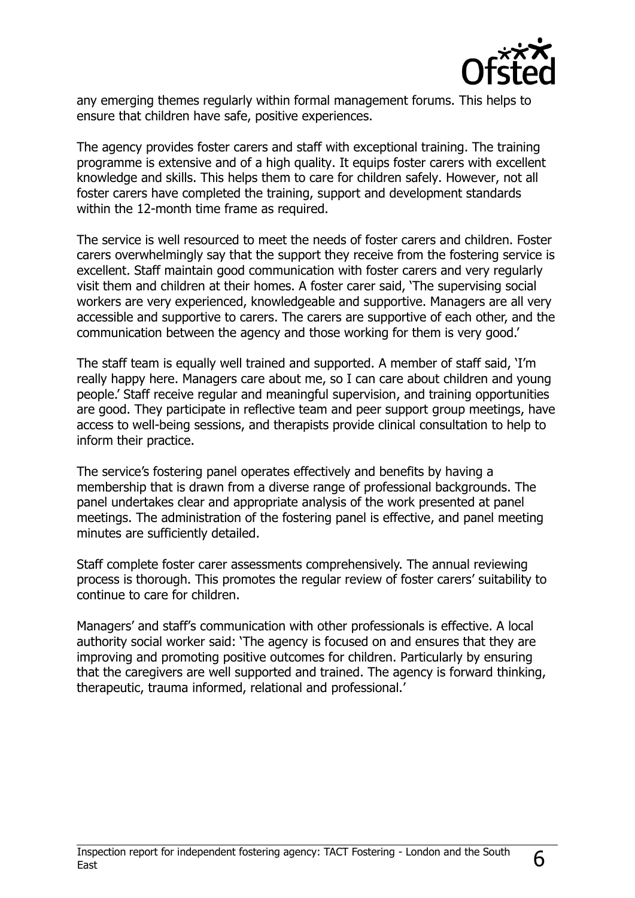any emerging themes regularly within formal management forums. This helps to ensure that children have safe, positive experiences.

The agency provides foster carers and staff with exceptional training. The training programme is extensive and of a high quality. It equips foster carers with excellent knowledge and skills. This helps them to care for children safely. However, not all foster carers have completed the training, support and development standards within the 12-month time frame as required.

The service is well resourced to meet the needs of foster carers and children. Foster carers overwhelmingly say that the support they receive from the fostering service is excellent. Staff maintain good communication with foster carers and very regularly visit them and children at their homes. A foster carer said, 'The supervising social workers are very experienced, knowledgeable and supportive. Managers are all very accessible and supportive to carers. The carers are supportive of each other, and the communication between the agency and those working for them is very good.'

The staff team is equally well trained and supported. A member of staff said, 'I'm really happy here. Managers care about me, so I can care about children and young people.' Staff receive regular and meaningful supervision, and training opportunities are good. They participate in reflective team and peer support group meetings, have access to well-being sessions, and therapists provide clinical consultation to help to inform their practice.

The service's fostering panel operates effectively and benefits by having a membership that is drawn from a diverse range of professional backgrounds. The panel undertakes clear and appropriate analysis of the work presented at panel meetings. The administration of the fostering panel is effective, and panel meeting minutes are sufficiently detailed.

Staff complete foster carer assessments comprehensively. The annual reviewing process is thorough. This promotes the regular review of foster carers' suitability to continue to care for children.

Managers' and staff's communication with other professionals is effective. A local authority social worker said: 'The agency is focused on and ensures that they are improving and promoting positive outcomes for children. Particularly by ensuring that the caregivers are well supported and trained. The agency is forward thinking, therapeutic, trauma informed, relational and professional.'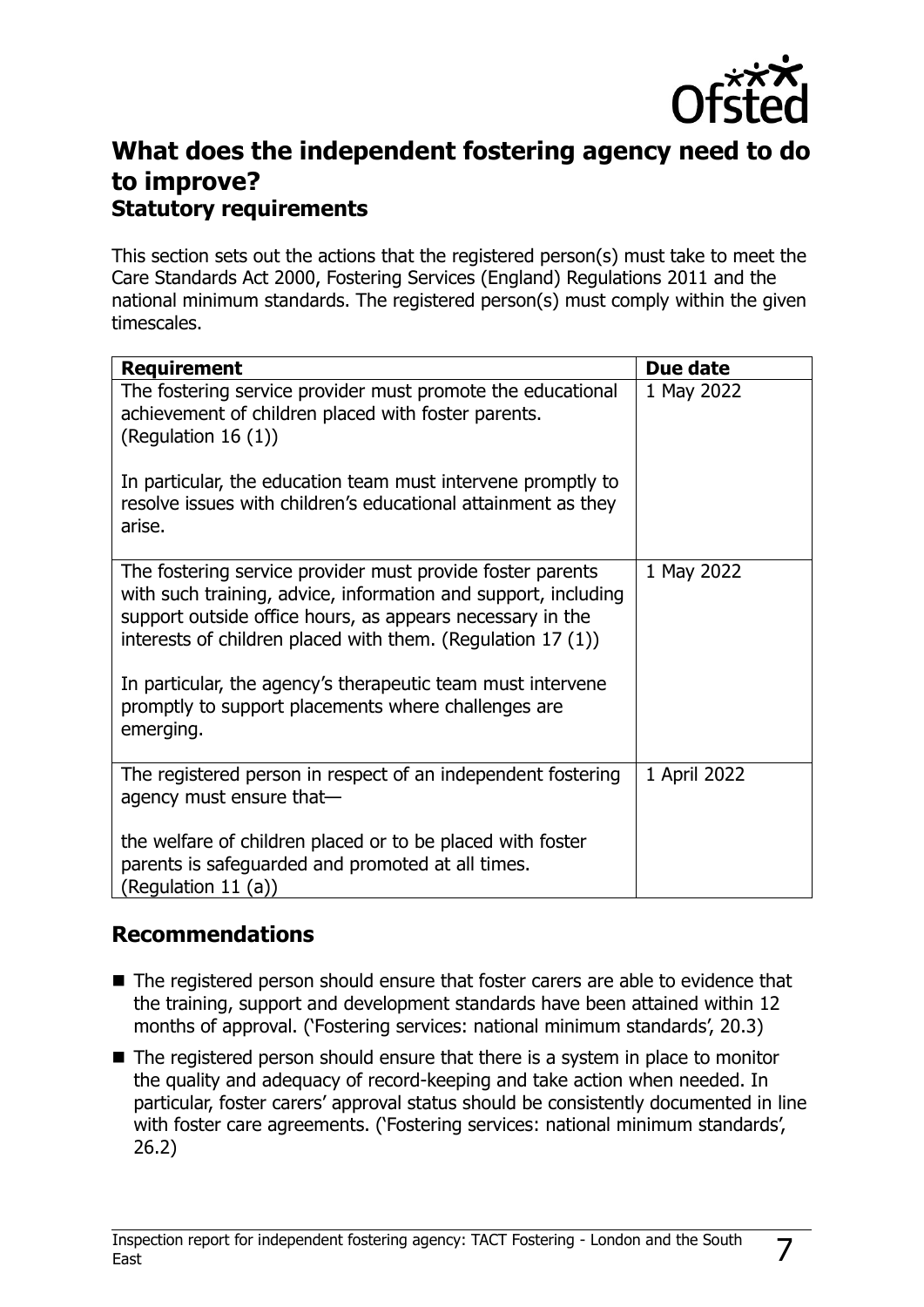## What does the independent fostering agency need to do to improve?

### Statutory requirements

This section sets out the actions that the registered person(s) must take to meet the Care Standards Act 2000, Fostering Services (England) Regulations 2011 and the national minimum standards. The registered person(s) must comply within the given timescales.

| Requirement | Due date |
| --- | --- |
| The fostering service provider must promote the educational achievement of children placed with foster parents. (Regulation 16 (1))<br><br>In particular, the education team must intervene promptly to resolve issues with children's educational attainment as they arise. | 1 May 2022 |
| The fostering service provider must provide foster parents with such training, advice, information and support, including support outside office hours, as appears necessary in the interests of children placed with them. (Regulation 17 (1))<br><br>In particular, the agency's therapeutic team must intervene promptly to support placements where challenges are emerging. | 1 May 2022 |
| The registered person in respect of an independent fostering agency must ensure that—<br><br>the welfare of children placed or to be placed with foster parents is safeguarded and promoted at all times. (Regulation 11 (a)) | 1 April 2022 |

### Recommendations

- The registered person should ensure that foster carers are able to evidence that the training, support and development standards have been attained within 12 months of approval. ('Fostering services: national minimum standards', 20.3)
- The registered person should ensure that there is a system in place to monitor the quality and adequacy of record-keeping and take action when needed. In particular, foster carers' approval status should be consistently documented in line with foster care agreements. ('Fostering services: national minimum standards', 26.2)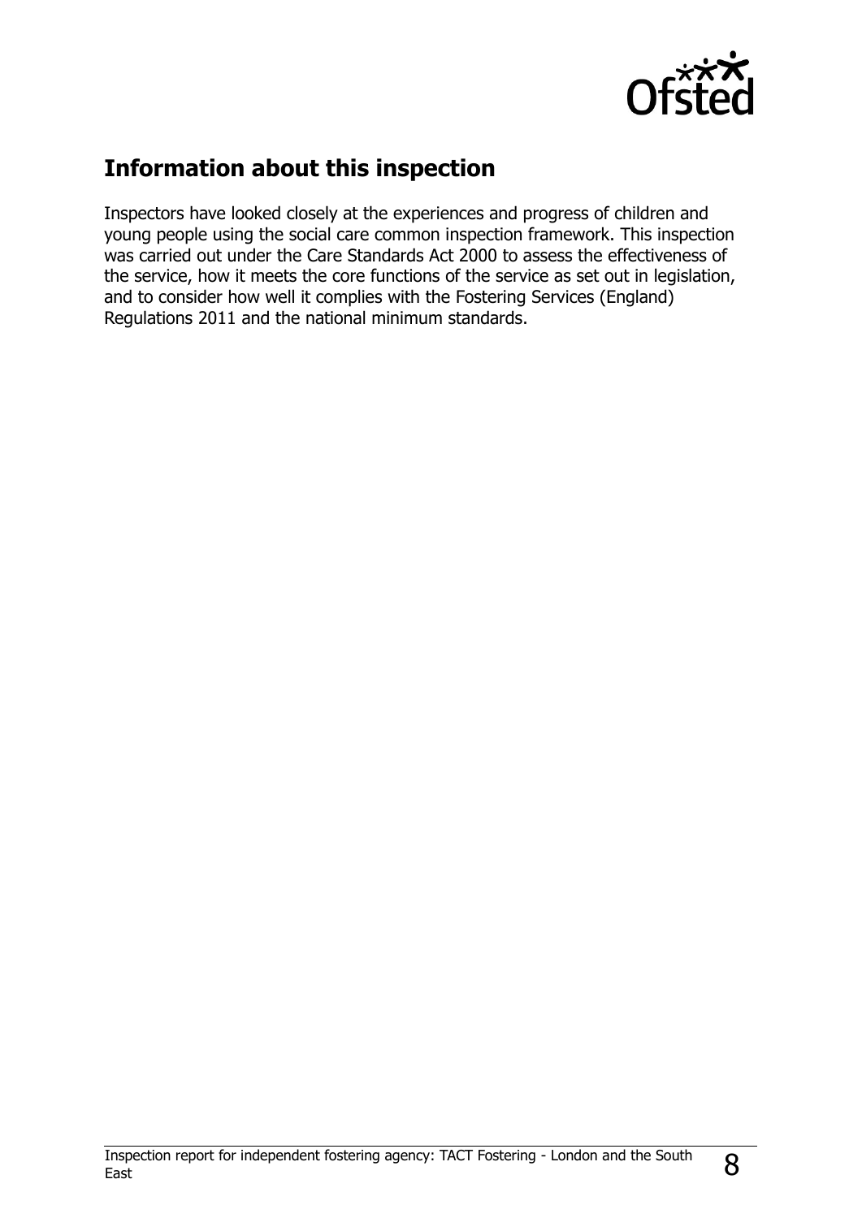## Information about this inspection

Inspectors have looked closely at the experiences and progress of children and young people using the social care common inspection framework. This inspection was carried out under the Care Standards Act 2000 to assess the effectiveness of the service, how it meets the core functions of the service as set out in legislation, and to consider how well it complies with the Fostering Services (England) Regulations 2011 and the national minimum standards.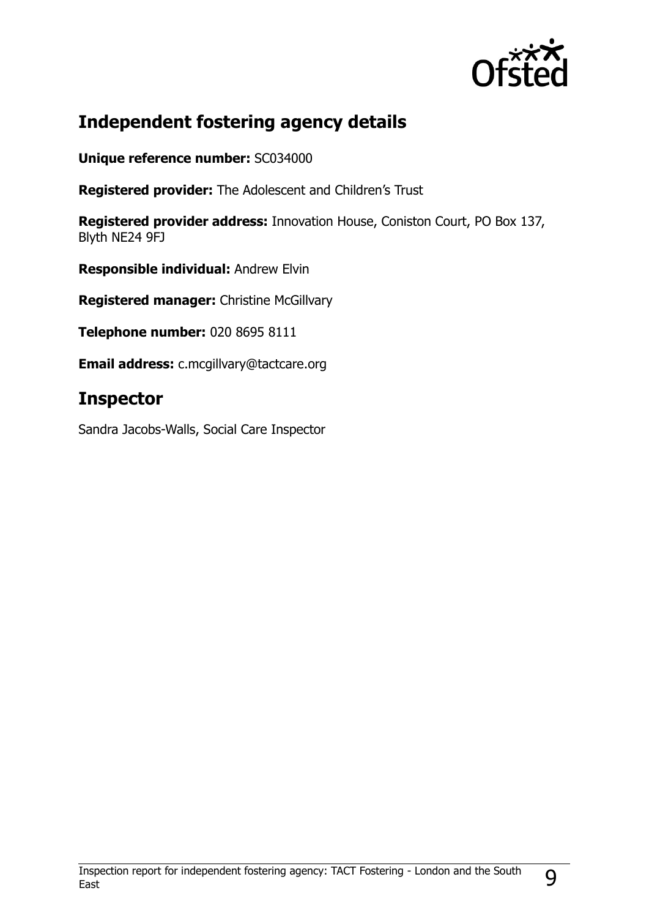## Independent fostering agency details

**Unique reference number:** SC034000

**Registered provider:** The Adolescent and Children's Trust

**Registered provider address:** Innovation House, Coniston Court, PO Box 137, Blyth NE24 9FJ

**Responsible individual:** Andrew Elvin

**Registered manager:** Christine McGillvary

**Telephone number:** 020 8695 8111

**Email address:** c.mcgillvary@tactcare.org

## Inspector

Sandra Jacobs-Walls, Social Care Inspector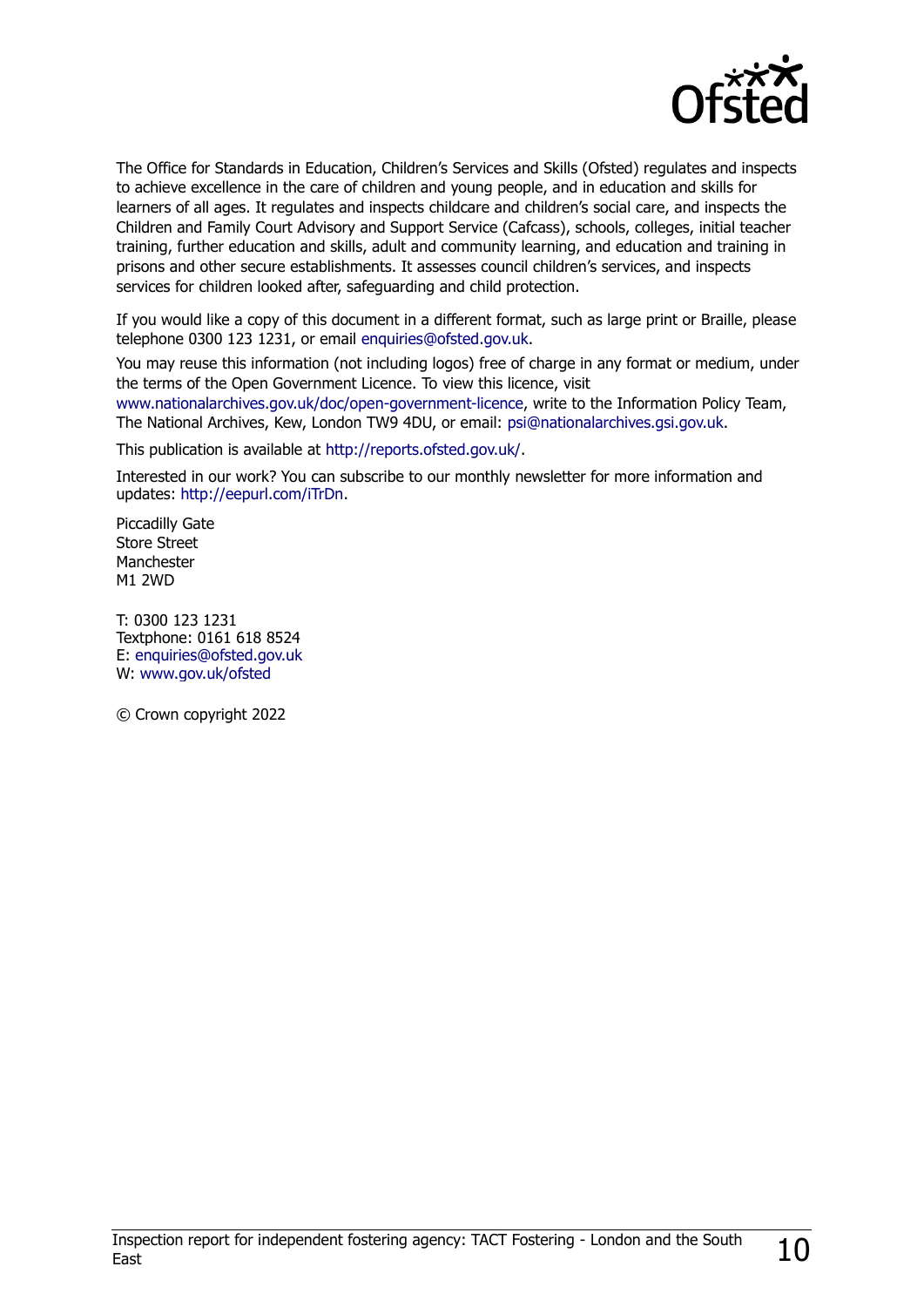The Office for Standards in Education, Children's Services and Skills (Ofsted) regulates and inspects to achieve excellence in the care of children and young people, and in education and skills for learners of all ages. It regulates and inspects childcare and children's social care, and inspects the Children and Family Court Advisory and Support Service (Cafcass), schools, colleges, initial teacher training, further education and skills, adult and community learning, and education and training in prisons and other secure establishments. It assesses council children's services, and inspects services for children looked after, safeguarding and child protection.

If you would like a copy of this document in a different format, such as large print or Braille, please telephone 0300 123 1231, or email enquiries@ofsted.gov.uk.

You may reuse this information (not including logos) free of charge in any format or medium, under the terms of the Open Government Licence. To view this licence, visit www.nationalarchives.gov.uk/doc/open-government-licence, write to the Information Policy Team, The National Archives, Kew, London TW9 4DU, or email: psi@nationalarchives.gsi.gov.uk.

This publication is available at http://reports.ofsted.gov.uk/.

Interested in our work? You can subscribe to our monthly newsletter for more information and updates: http://eepurl.com/iTrDn.

Piccadilly Gate
Store Street
Manchester
M1 2WD

T: 0300 123 1231
Textphone: 0161 618 8524
E: enquiries@ofsted.gov.uk
W: www.gov.uk/ofsted

© Crown copyright 2022